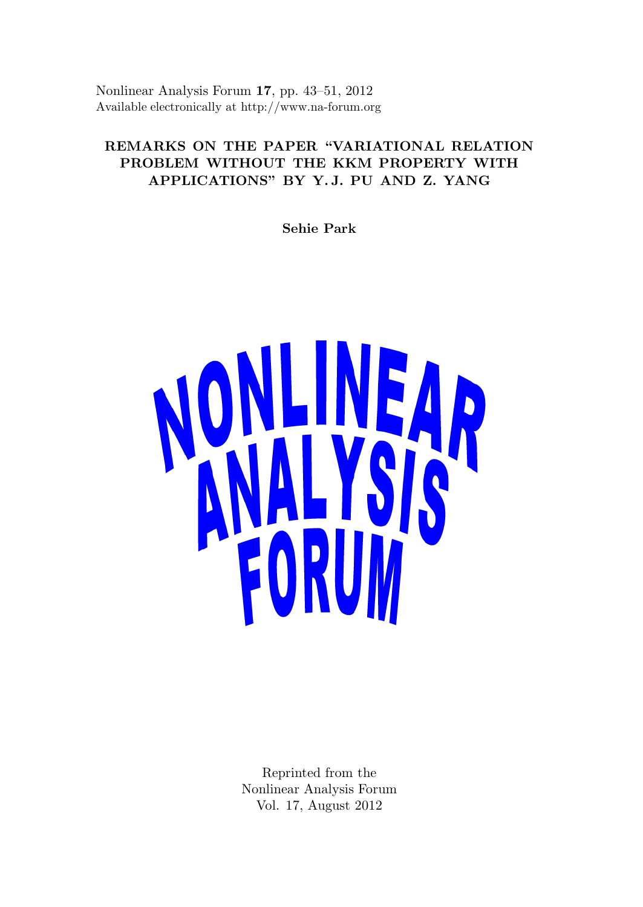Nonlinear Analysis Forum **17**, pp. 43–51, 2012
Available electronically at http://www.na-forum.org

# REMARKS ON THE PAPER "VARIATIONAL RELATION PROBLEM WITHOUT THE KKM PROPERTY WITH APPLICATIONS" BY Y. J. PU AND Z. YANG

**Sehie Park**

NONLINEAR ANALYSIS FORUM

Reprinted from the
Nonlinear Analysis Forum
Vol. 17, August 2012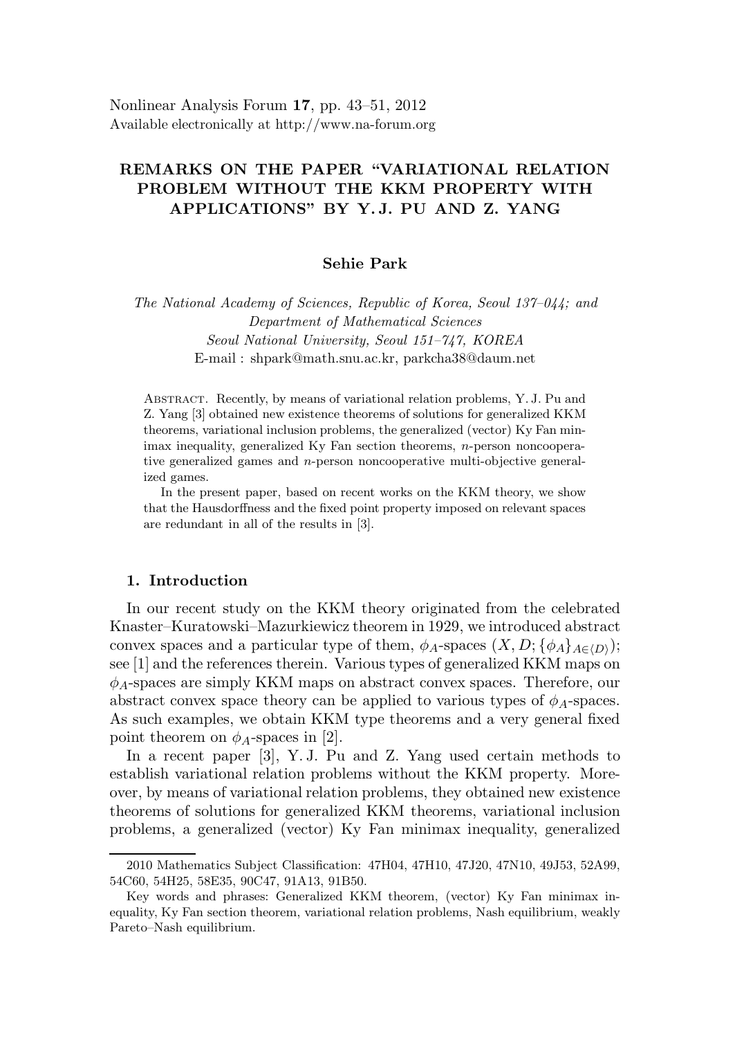Nonlinear Analysis Forum **17**, pp. 43–51, 2012
Available electronically at http://www.na-forum.org

# REMARKS ON THE PAPER "VARIATIONAL RELATION PROBLEM WITHOUT THE KKM PROPERTY WITH APPLICATIONS" BY Y. J. PU AND Z. YANG

**Sehie Park**

*The National Academy of Sciences, Republic of Korea, Seoul 137–044; and*
*Department of Mathematical Sciences*
*Seoul National University, Seoul 151–747, KOREA*
E-mail : shpark@math.snu.ac.kr, parkcha38@daum.net

Abstract. Recently, by means of variational relation problems, Y. J. Pu and Z. Yang [3] obtained new existence theorems of solutions for generalized KKM theorems, variational inclusion problems, the generalized (vector) Ky Fan minimax inequality, generalized Ky Fan section theorems, $n$-person noncooperative generalized games and $n$-person noncooperative multi-objective generalized games.

In the present paper, based on recent works on the KKM theory, we show that the Hausdorffness and the fixed point property imposed on relevant spaces are redundant in all of the results in [3].

## 1. Introduction

In our recent study on the KKM theory originated from the celebrated Knaster–Kuratowski–Mazurkiewicz theorem in 1929, we introduced abstract convex spaces and a particular type of them, $\phi_A$-spaces $(X, D; \{\phi_A\}_{A\in\langle D\rangle})$; see [1] and the references therein. Various types of generalized KKM maps on $\phi_A$-spaces are simply KKM maps on abstract convex spaces. Therefore, our abstract convex space theory can be applied to various types of $\phi_A$-spaces. As such examples, we obtain KKM type theorems and a very general fixed point theorem on $\phi_A$-spaces in [2].

In a recent paper [3], Y. J. Pu and Z. Yang used certain methods to establish variational relation problems without the KKM property. Moreover, by means of variational relation problems, they obtained new existence theorems of solutions for generalized KKM theorems, variational inclusion problems, a generalized (vector) Ky Fan minimax inequality, generalized

---

2010 Mathematics Subject Classification: 47H04, 47H10, 47J20, 47N10, 49J53, 52A99, 54C60, 54H25, 58E35, 90C47, 91A13, 91B50.

Key words and phrases: Generalized KKM theorem, (vector) Ky Fan minimax inequality, Ky Fan section theorem, variational relation problems, Nash equilibrium, weakly Pareto–Nash equilibrium.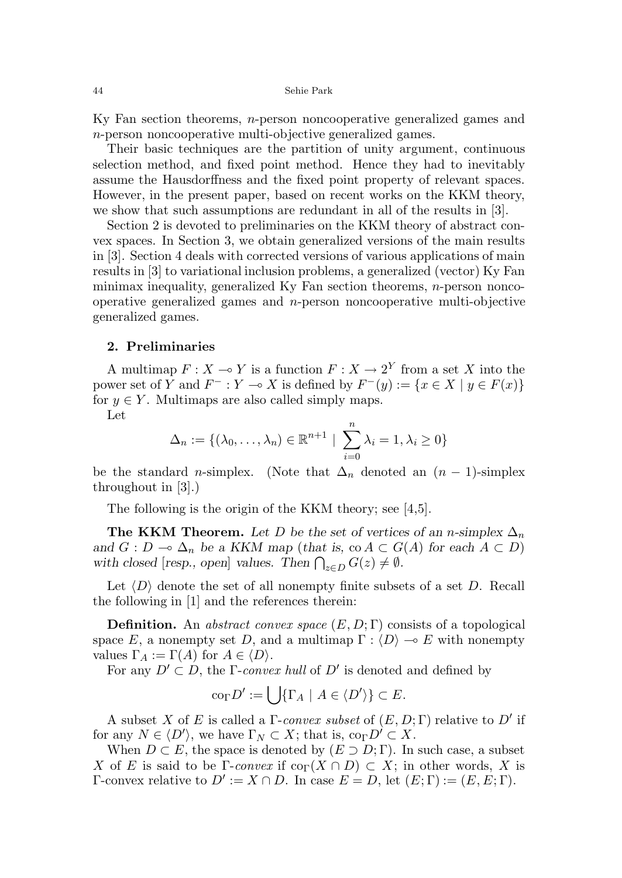Ky Fan section theorems, $n$-person noncooperative generalized games and $n$-person noncooperative multi-objective generalized games.

Their basic techniques are the partition of unity argument, continuous selection method, and fixed point method. Hence they had to inevitably assume the Hausdorffness and the fixed point property of relevant spaces. However, in the present paper, based on recent works on the KKM theory, we show that such assumptions are redundant in all of the results in [3].

Section 2 is devoted to preliminaries on the KKM theory of abstract convex spaces. In Section 3, we obtain generalized versions of the main results in [3]. Section 4 deals with corrected versions of various applications of main results in [3] to variational inclusion problems, a generalized (vector) Ky Fan minimax inequality, generalized Ky Fan section theorems, $n$-person noncooperative generalized games and $n$-person noncooperative multi-objective generalized games.

## 2. Preliminaries

A multimap $F : X \multimap Y$ is a function $F : X \to 2^Y$ from a set $X$ into the power set of $Y$ and $F^- : Y \multimap X$ is defined by $F^-(y) := \{x \in X \mid y \in F(x)\}$ for $y \in Y$. Multimaps are also called simply maps.

Let

$$\Delta_n := \{(\lambda_0, \ldots, \lambda_n) \in \mathbb{R}^{n+1} \mid \sum_{i=0}^{n} \lambda_i = 1, \lambda_i \geq 0\}$$

be the standard $n$-simplex. (Note that $\Delta_n$ denoted an $(n-1)$-simplex throughout in [3].)

The following is the origin of the KKM theory; see [4,5].

**The KKM Theorem.** *Let $D$ be the set of vertices of an $n$-simplex $\Delta_n$ and $G : D \multimap \Delta_n$ be a KKM map (that is, $\operatorname{co} A \subset G(A)$ for each $A \subset D$) with closed [resp., open] values. Then $\bigcap_{z \in D} G(z) \neq \emptyset$.*

Let $\langle D \rangle$ denote the set of all nonempty finite subsets of a set $D$. Recall the following in [1] and the references therein:

**Definition.** An *abstract convex space* $(E, D; \Gamma)$ consists of a topological space $E$, a nonempty set $D$, and a multimap $\Gamma : \langle D \rangle \multimap E$ with nonempty values $\Gamma_A := \Gamma(A)$ for $A \in \langle D \rangle$.

For any $D' \subset D$, the $\Gamma$-*convex hull* of $D'$ is denoted and defined by

$$\operatorname{co}_\Gamma D' := \bigcup \{\Gamma_A \mid A \in \langle D' \rangle\} \subset E.$$

A subset $X$ of $E$ is called a $\Gamma$-*convex subset* of $(E, D; \Gamma)$ relative to $D'$ if for any $N \in \langle D' \rangle$, we have $\Gamma_N \subset X$; that is, $\operatorname{co}_\Gamma D' \subset X$.

When $D \subset E$, the space is denoted by $(E \supset D; \Gamma)$. In such case, a subset $X$ of $E$ is said to be $\Gamma$-*convex* if $\operatorname{co}_\Gamma(X \cap D) \subset X$; in other words, $X$ is $\Gamma$-convex relative to $D' := X \cap D$. In case $E = D$, let $(E; \Gamma) := (E, E; \Gamma)$.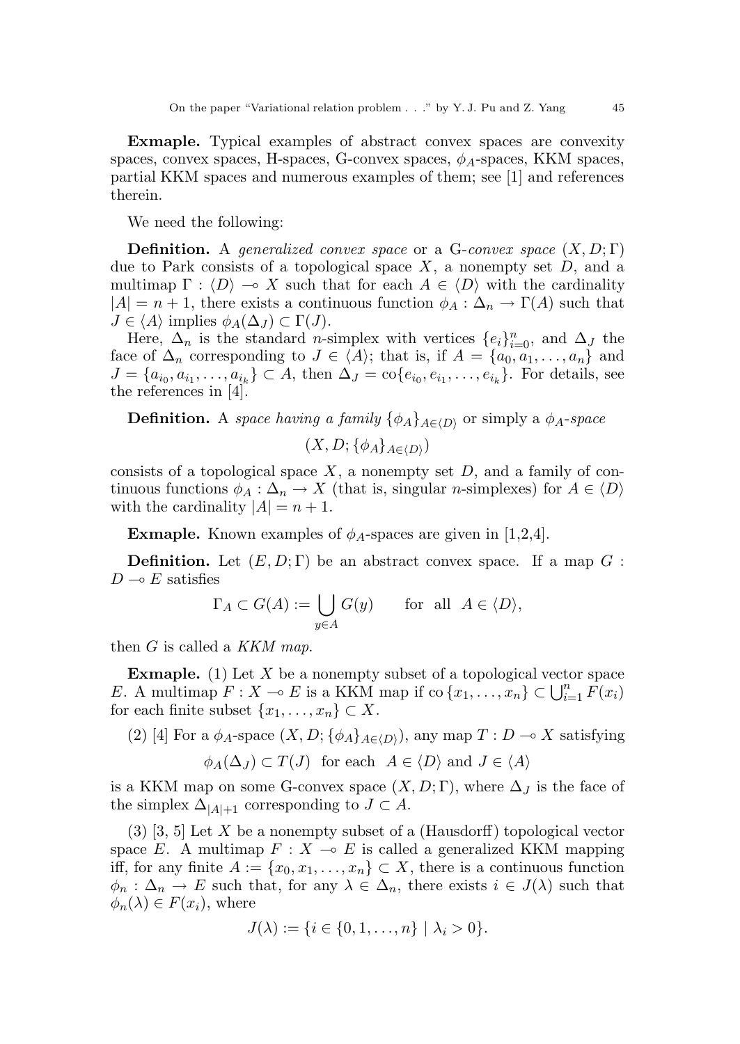**Exmaple.** Typical examples of abstract convex spaces are convexity spaces, convex spaces, H-spaces, G-convex spaces, $\phi_A$-spaces, KKM spaces, partial KKM spaces and numerous examples of them; see [1] and references therein.

We need the following:

**Definition.** A *generalized convex space* or a G-*convex space* $(X, D; \Gamma)$ due to Park consists of a topological space $X$, a nonempty set $D$, and a multimap $\Gamma : \langle D \rangle \multimap X$ such that for each $A \in \langle D \rangle$ with the cardinality $|A| = n + 1$, there exists a continuous function $\phi_A : \Delta_n \to \Gamma(A)$ such that $J \in \langle A \rangle$ implies $\phi_A(\Delta_J) \subset \Gamma(J)$.

Here, $\Delta_n$ is the standard $n$-simplex with vertices $\{e_i\}_{i=0}^n$, and $\Delta_J$ the face of $\Delta_n$ corresponding to $J \in \langle A \rangle$; that is, if $A = \{a_0, a_1, \ldots, a_n\}$ and $J = \{a_{i_0}, a_{i_1}, \ldots, a_{i_k}\} \subset A$, then $\Delta_J = \mathrm{co}\{e_{i_0}, e_{i_1}, \ldots, e_{i_k}\}$. For details, see the references in [4].

**Definition.** A *space having a family* $\{\phi_A\}_{A \in \langle D \rangle}$ or simply a $\phi_A$-*space*

$$(X, D; \{\phi_A\}_{A \in \langle D \rangle})$$

consists of a topological space $X$, a nonempty set $D$, and a family of continuous functions $\phi_A : \Delta_n \to X$ (that is, singular $n$-simplexes) for $A \in \langle D \rangle$ with the cardinality $|A| = n + 1$.

**Exmaple.** Known examples of $\phi_A$-spaces are given in [1,2,4].

**Definition.** Let $(E, D; \Gamma)$ be an abstract convex space. If a map $G : D \multimap E$ satisfies

$$\Gamma_A \subset G(A) := \bigcup_{y \in A} G(y) \qquad \text{for all } \ A \in \langle D \rangle,$$

then $G$ is called a *KKM map*.

**Exmaple.** (1) Let $X$ be a nonempty subset of a topological vector space $E$. A multimap $F : X \multimap E$ is a KKM map if $\mathrm{co}\,\{x_1, \ldots, x_n\} \subset \bigcup_{i=1}^n F(x_i)$ for each finite subset $\{x_1, \ldots, x_n\} \subset X$.

(2) [4] For a $\phi_A$-space $(X, D; \{\phi_A\}_{A \in \langle D \rangle})$, any map $T : D \multimap X$ satisfying

$$\phi_A(\Delta_J) \subset T(J) \ \text{ for each } \ A \in \langle D \rangle \text{ and } J \in \langle A \rangle$$

is a KKM map on some G-convex space $(X, D; \Gamma)$, where $\Delta_J$ is the face of the simplex $\Delta_{|A|+1}$ corresponding to $J \subset A$.

(3) [3, 5] Let $X$ be a nonempty subset of a (Hausdorff) topological vector space $E$. A multimap $F : X \multimap E$ is called a generalized KKM mapping iff, for any finite $A := \{x_0, x_1, \ldots, x_n\} \subset X$, there is a continuous function $\phi_n : \Delta_n \to E$ such that, for any $\lambda \in \Delta_n$, there exists $i \in J(\lambda)$ such that $\phi_n(\lambda) \in F(x_i)$, where

$$J(\lambda) := \{i \in \{0, 1, \ldots, n\} \mid \lambda_i > 0\}.$$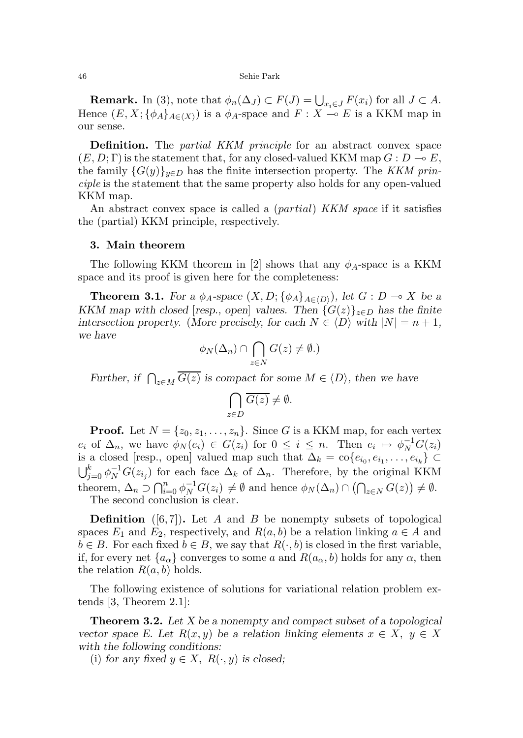**Remark.** In (3), note that $\phi_n(\Delta_J) \subset F(J) = \bigcup_{x_i \in J} F(x_i)$ for all $J \subset A$. Hence $(E, X; \{\phi_A\}_{A \in \langle X \rangle})$ is a $\phi_A$-space and $F : X \multimap E$ is a KKM map in our sense.

**Definition.** The *partial KKM principle* for an abstract convex space $(E, D; \Gamma)$ is the statement that, for any closed-valued KKM map $G : D \multimap E$, the family $\{G(y)\}_{y \in D}$ has the finite intersection property. The *KKM principle* is the statement that the same property also holds for any open-valued KKM map.

An abstract convex space is called a (*partial*) *KKM space* if it satisfies the (partial) KKM principle, respectively.

## 3. Main theorem

The following KKM theorem in [2] shows that any $\phi_A$-space is a KKM space and its proof is given here for the completeness:

**Theorem 3.1.** *For a $\phi_A$-space $(X, D; \{\phi_A\}_{A \in \langle D \rangle})$, let $G : D \multimap X$ be a KKM map with closed [resp., open] values. Then $\{G(z)\}_{z \in D}$ has the finite intersection property. (More precisely, for each $N \in \langle D \rangle$ with $|N| = n + 1$, we have*

$$\phi_N(\Delta_n) \cap \bigcap_{z \in N} G(z) \neq \emptyset.)$$

*Further, if $\bigcap_{z \in M} \overline{G(z)}$ is compact for some $M \in \langle D \rangle$, then we have*

$$\bigcap_{z \in D} \overline{G(z)} \neq \emptyset.$$

**Proof.** Let $N = \{z_0, z_1, \ldots, z_n\}$. Since $G$ is a KKM map, for each vertex $e_i$ of $\Delta_n$, we have $\phi_N(e_i) \in G(z_i)$ for $0 \leq i \leq n$. Then $e_i \mapsto \phi_N^{-1} G(z_i)$ is a closed [resp., open] valued map such that $\Delta_k = \mathrm{co}\{e_{i_0}, e_{i_1}, \ldots, e_{i_k}\} \subset \bigcup_{j=0}^{k} \phi_N^{-1} G(z_{i_j})$ for each face $\Delta_k$ of $\Delta_n$. Therefore, by the original KKM theorem, $\Delta_n \supset \bigcap_{i=0}^{n} \phi_N^{-1} G(z_i) \neq \emptyset$ and hence $\phi_N(\Delta_n) \cap \left(\bigcap_{z \in N} G(z)\right) \neq \emptyset$.

The second conclusion is clear.

**Definition** ([6, 7])**.** Let $A$ and $B$ be nonempty subsets of topological spaces $E_1$ and $E_2$, respectively, and $R(a, b)$ be a relation linking $a \in A$ and $b \in B$. For each fixed $b \in B$, we say that $R(\cdot, b)$ is closed in the first variable, if, for every net $\{a_\alpha\}$ converges to some $a$ and $R(a_\alpha, b)$ holds for any $\alpha$, then the relation $R(a, b)$ holds.

The following existence of solutions for variational relation problem extends [3, Theorem 2.1]:

**Theorem 3.2.** *Let $X$ be a nonempty and compact subset of a topological vector space $E$. Let $R(x, y)$ be a relation linking elements $x \in X$, $y \in X$ with the following conditions:*

(i) *for any fixed $y \in X$, $R(\cdot, y)$ is closed;*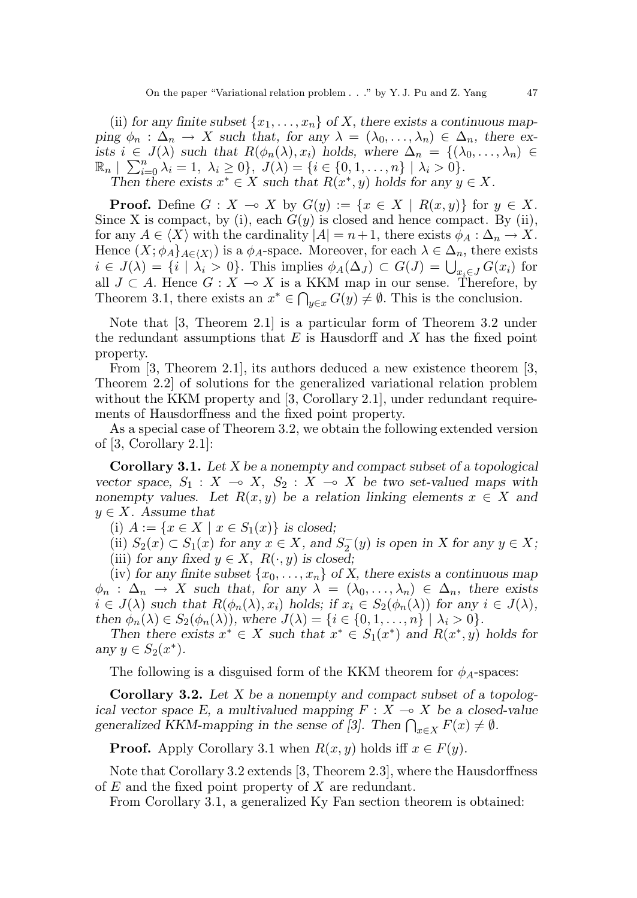(ii) *for any finite subset* $\{x_1, \ldots, x_n\}$ *of* $X$*, there exists a continuous mapping* $\phi_n : \Delta_n \to X$ *such that, for any* $\lambda = (\lambda_0, \ldots, \lambda_n) \in \Delta_n$*, there exists* $i \in J(\lambda)$ *such that* $R(\phi_n(\lambda), x_i)$ *holds, where* $\Delta_n = \{(\lambda_0, \ldots, \lambda_n) \in \mathbb{R}_n \mid \sum_{i=0}^{n} \lambda_i = 1,\ \lambda_i \geq 0\}$*,* $J(\lambda) = \{i \in \{0, 1, \ldots, n\} \mid \lambda_i > 0\}$*.*

*Then there exists* $x^* \in X$ *such that* $R(x^*, y)$ *holds for any* $y \in X$*.*

**Proof.** Define $G : X \multimap X$ by $G(y) := \{x \in X \mid R(x, y)\}$ for $y \in X$. Since X is compact, by (i), each $G(y)$ is closed and hence compact. By (ii), for any $A \in \langle X \rangle$ with the cardinality $|A| = n+1$, there exists $\phi_A : \Delta_n \to X$. Hence $(X; \phi_A\}_{A \in \langle X \rangle})$ is a $\phi_A$-space. Moreover, for each $\lambda \in \Delta_n$, there exists $i \in J(\lambda) = \{i \mid \lambda_i > 0\}$. This implies $\phi_A(\Delta_J) \subset G(J) = \bigcup_{x_i \in J} G(x_i)$ for all $J \subset A$. Hence $G : X \multimap X$ is a KKM map in our sense. Therefore, by Theorem 3.1, there exists an $x^* \in \bigcap_{y \in x} G(y) \neq \emptyset$. This is the conclusion.

Note that [3, Theorem 2.1] is a particular form of Theorem 3.2 under the redundant assumptions that $E$ is Hausdorff and $X$ has the fixed point property.

From [3, Theorem 2.1], its authors deduced a new existence theorem [3, Theorem 2.2] of solutions for the generalized variational relation problem without the KKM property and [3, Corollary 2.1], under redundant requirements of Hausdorffness and the fixed point property.

As a special case of Theorem 3.2, we obtain the following extended version of [3, Corollary 2.1]:

**Corollary 3.1.** *Let* $X$ *be a nonempty and compact subset of a topological vector space,* $S_1 : X \multimap X$*,* $S_2 : X \multimap X$ *be two set-valued maps with nonempty values. Let* $R(x, y)$ *be a relation linking elements* $x \in X$ *and* $y \in X$*. Assume that*

(i) $A := \{x \in X \mid x \in S_1(x)\}$ *is closed;*

(ii) $S_2(x) \subset S_1(x)$ *for any* $x \in X$*, and* $S_2^-(y)$ *is open in* $X$ *for any* $y \in X$*;*

(iii) *for any fixed* $y \in X$*,* $R(\cdot, y)$ *is closed;*

(iv) *for any finite subset* $\{x_0, \ldots, x_n\}$ *of* $X$*, there exists a continuous map* $\phi_n : \Delta_n \to X$ *such that, for any* $\lambda = (\lambda_0, \ldots, \lambda_n) \in \Delta_n$*, there exists* $i \in J(\lambda)$ *such that* $R(\phi_n(\lambda), x_i)$ *holds; if* $x_i \in S_2(\phi_n(\lambda))$ *for any* $i \in J(\lambda)$*, then* $\phi_n(\lambda) \in S_2(\phi_n(\lambda))$*, where* $J(\lambda) = \{i \in \{0, 1, \ldots, n\} \mid \lambda_i > 0\}$*.*

*Then there exists* $x^* \in X$ *such that* $x^* \in S_1(x^*)$ *and* $R(x^*, y)$ *holds for any* $y \in S_2(x^*)$*.*

The following is a disguised form of the KKM theorem for $\phi_A$-spaces:

**Corollary 3.2.** *Let* $X$ *be a nonempty and compact subset of a topological vector space* $E$*, a multivalued mapping* $F : X \multimap X$ *be a closed-value generalized KKM-mapping in the sense of [3]. Then* $\bigcap_{x \in X} F(x) \neq \emptyset$*.*

**Proof.** Apply Corollary 3.1 when $R(x, y)$ holds iff $x \in F(y)$.

Note that Corollary 3.2 extends [3, Theorem 2.3], where the Hausdorffness of $E$ and the fixed point property of $X$ are redundant.

From Corollary 3.1, a generalized Ky Fan section theorem is obtained: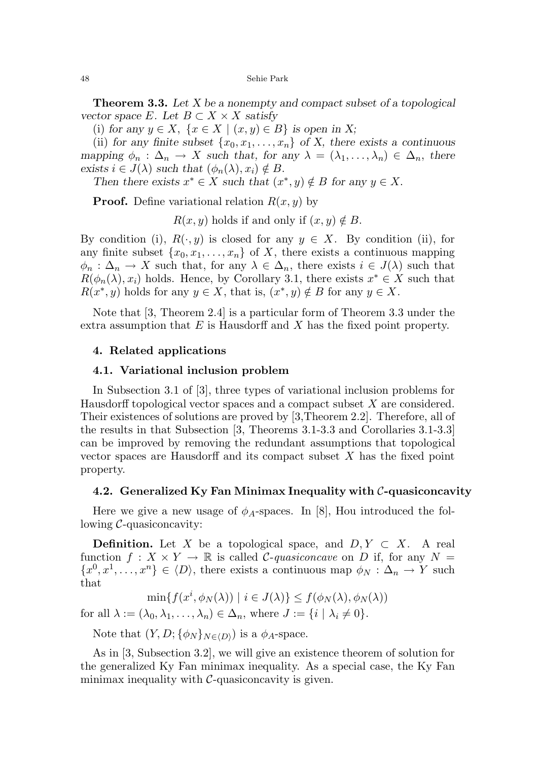**Theorem 3.3.** *Let $X$ be a nonempty and compact subset of a topological vector space $E$. Let $B \subset X \times X$ satisfy*

(i) *for any $y \in X$, $\{x \in X \mid (x,y) \in B\}$ is open in $X$;*

(ii) *for any finite subset $\{x_0, x_1, \ldots, x_n\}$ of $X$, there exists a continuous mapping $\phi_n : \Delta_n \to X$ such that, for any $\lambda = (\lambda_1, \ldots, \lambda_n) \in \Delta_n$, there exists $i \in J(\lambda)$ such that $(\phi_n(\lambda), x_i) \notin B$.*

*Then there exists $x^* \in X$ such that $(x^*, y) \notin B$ for any $y \in X$.*

**Proof.** Define variational relation $R(x,y)$ by

$$R(x,y) \text{ holds if and only if } (x,y) \notin B.$$

By condition (i), $R(\cdot, y)$ is closed for any $y \in X$. By condition (ii), for any finite subset $\{x_0, x_1, \ldots, x_n\}$ of $X$, there exists a continuous mapping $\phi_n : \Delta_n \to X$ such that, for any $\lambda \in \Delta_n$, there exists $i \in J(\lambda)$ such that $R(\phi_n(\lambda), x_i)$ holds. Hence, by Corollary 3.1, there exists $x^* \in X$ such that $R(x^*, y)$ holds for any $y \in X$, that is, $(x^*, y) \notin B$ for any $y \in X$.

Note that [3, Theorem 2.4] is a particular form of Theorem 3.3 under the extra assumption that $E$ is Hausdorff and $X$ has the fixed point property.

## 4. Related applications

### 4.1. Variational inclusion problem

In Subsection 3.1 of [3], three types of variational inclusion problems for Hausdorff topological vector spaces and a compact subset $X$ are considered. Their existences of solutions are proved by [3,Theorem 2.2]. Therefore, all of the results in that Subsection [3, Theorems 3.1-3.3 and Corollaries 3.1-3.3] can be improved by removing the redundant assumptions that topological vector spaces are Hausdorff and its compact subset $X$ has the fixed point property.

### 4.2. Generalized Ky Fan Minimax Inequality with $\mathcal{C}$-quasiconcavity

Here we give a new usage of $\phi_A$-spaces. In [8], Hou introduced the following $\mathcal{C}$-quasiconcavity:

**Definition.** Let $X$ be a topological space, and $D, Y \subset X$. A real function $f : X \times Y \to \mathbb{R}$ is called *$\mathcal{C}$-quasiconcave* on $D$ if, for any $N = \{x^0, x^1, \ldots, x^n\} \in \langle D \rangle$, there exists a continuous map $\phi_N : \Delta_n \to Y$ such that

$$\min\{f(x^i, \phi_N(\lambda)) \mid i \in J(\lambda)\} \leq f(\phi_N(\lambda), \phi_N(\lambda))$$

for all $\lambda := (\lambda_0, \lambda_1, \ldots, \lambda_n) \in \Delta_n$, where $J := \{i \mid \lambda_i \neq 0\}$.

Note that $(Y, D; \{\phi_N\}_{N \in \langle D \rangle})$ is a $\phi_A$-space.

As in [3, Subsection 3.2], we will give an existence theorem of solution for the generalized Ky Fan minimax inequality. As a special case, the Ky Fan minimax inequality with $\mathcal{C}$-quasiconcavity is given.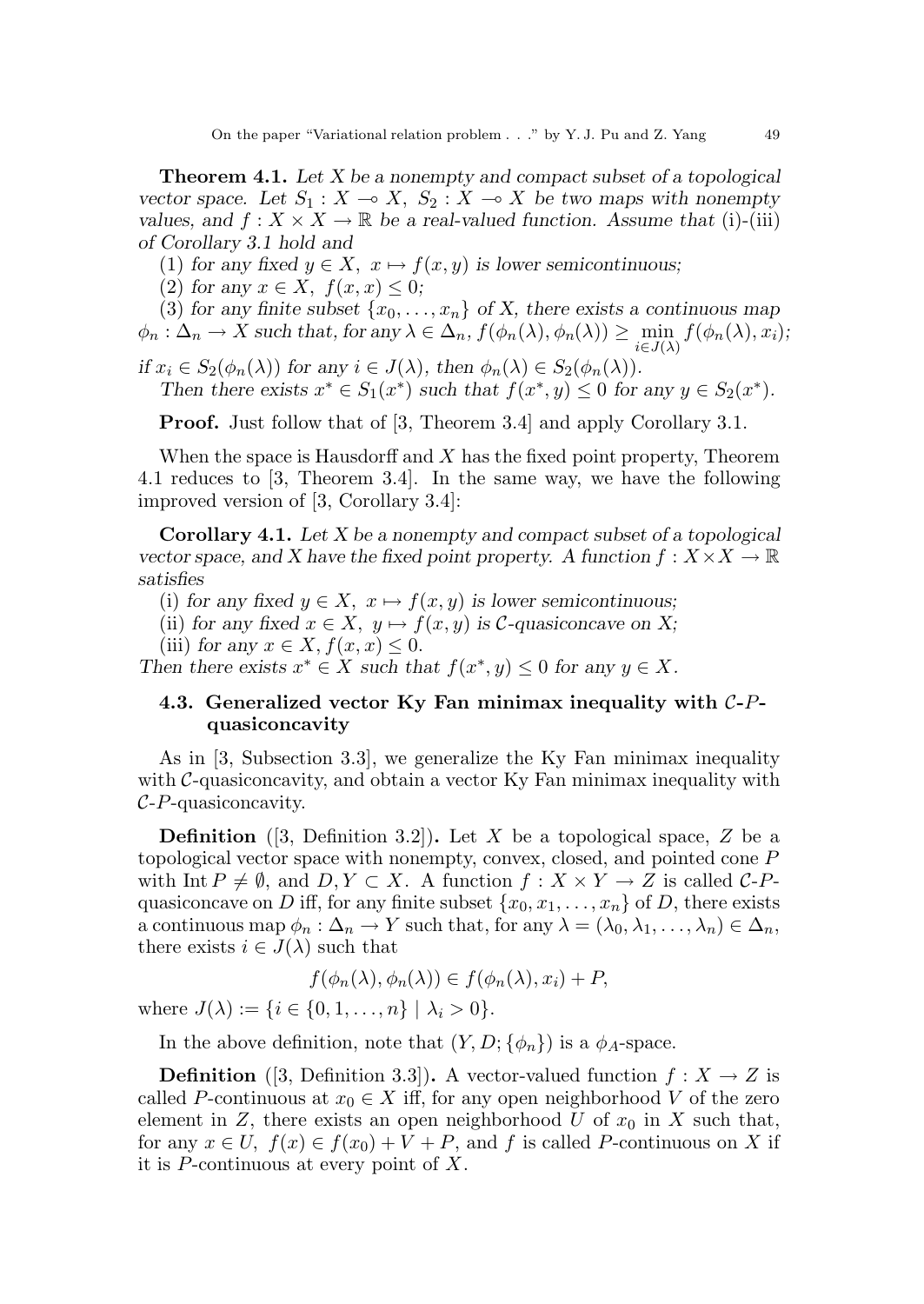**Theorem 4.1.** *Let $X$ be a nonempty and compact subset of a topological vector space. Let $S_1 : X \multimap X$, $S_2 : X \multimap X$ be two maps with nonempty values, and $f : X \times X \to \mathbb{R}$ be a real-valued function. Assume that* (i)-(iii) *of Corollary 3.1 hold and*

(1) *for any fixed $y \in X$, $x \mapsto f(x, y)$ is lower semicontinuous;*

(2) *for any $x \in X$, $f(x, x) \leq 0$;*

(3) *for any finite subset $\{x_0, \ldots, x_n\}$ of $X$, there exists a continuous map $\phi_n : \Delta_n \to X$ such that, for any $\lambda \in \Delta_n$, $f(\phi_n(\lambda), \phi_n(\lambda)) \geq \min_{i \in J(\lambda)} f(\phi_n(\lambda), x_i)$; if $x_i \in S_2(\phi_n(\lambda))$ for any $i \in J(\lambda)$, then $\phi_n(\lambda) \in S_2(\phi_n(\lambda))$.*

*Then there exists $x^* \in S_1(x^*)$ such that $f(x^*, y) \leq 0$ for any $y \in S_2(x^*)$.*

**Proof.** Just follow that of [3, Theorem 3.4] and apply Corollary 3.1.

When the space is Hausdorff and $X$ has the fixed point property, Theorem 4.1 reduces to [3, Theorem 3.4]. In the same way, we have the following improved version of [3, Corollary 3.4]:

**Corollary 4.1.** *Let $X$ be a nonempty and compact subset of a topological vector space, and $X$ have the fixed point property. A function $f : X \times X \to \mathbb{R}$ satisfies*

(i) *for any fixed $y \in X$, $x \mapsto f(x, y)$ is lower semicontinuous;*

(ii) *for any fixed $x \in X$, $y \mapsto f(x, y)$ is $\mathcal{C}$-quasiconcave on $X$;*

(iii) *for any $x \in X$, $f(x, x) \leq 0$.*

*Then there exists $x^* \in X$ such that $f(x^*, y) \leq 0$ for any $y \in X$.*

### 4.3. Generalized vector Ky Fan minimax inequality with $\mathcal{C}$-$P$-quasiconcavity

As in [3, Subsection 3.3], we generalize the Ky Fan minimax inequality with $\mathcal{C}$-quasiconcavity, and obtain a vector Ky Fan minimax inequality with $\mathcal{C}$-$P$-quasiconcavity.

**Definition** ([3, Definition 3.2])**.** Let $X$ be a topological space, $Z$ be a topological vector space with nonempty, convex, closed, and pointed cone $P$ with $\operatorname{Int} P \neq \emptyset$, and $D, Y \subset X$. A function $f : X \times Y \to Z$ is called $\mathcal{C}$-$P$-quasiconcave on $D$ iff, for any finite subset $\{x_0, x_1, \ldots, x_n\}$ of $D$, there exists a continuous map $\phi_n : \Delta_n \to Y$ such that, for any $\lambda = (\lambda_0, \lambda_1, \ldots, \lambda_n) \in \Delta_n$, there exists $i \in J(\lambda)$ such that

$$f(\phi_n(\lambda), \phi_n(\lambda)) \in f(\phi_n(\lambda), x_i) + P,$$

where $J(\lambda) := \{i \in \{0, 1, \ldots, n\} \mid \lambda_i > 0\}$.

In the above definition, note that $(Y, D; \{\phi_n\})$ is a $\phi_A$-space.

**Definition** ([3, Definition 3.3])**.** A vector-valued function $f : X \to Z$ is called $P$-continuous at $x_0 \in X$ iff, for any open neighborhood $V$ of the zero element in $Z$, there exists an open neighborhood $U$ of $x_0$ in $X$ such that, for any $x \in U$, $f(x) \in f(x_0) + V + P$, and $f$ is called $P$-continuous on $X$ if it is $P$-continuous at every point of $X$.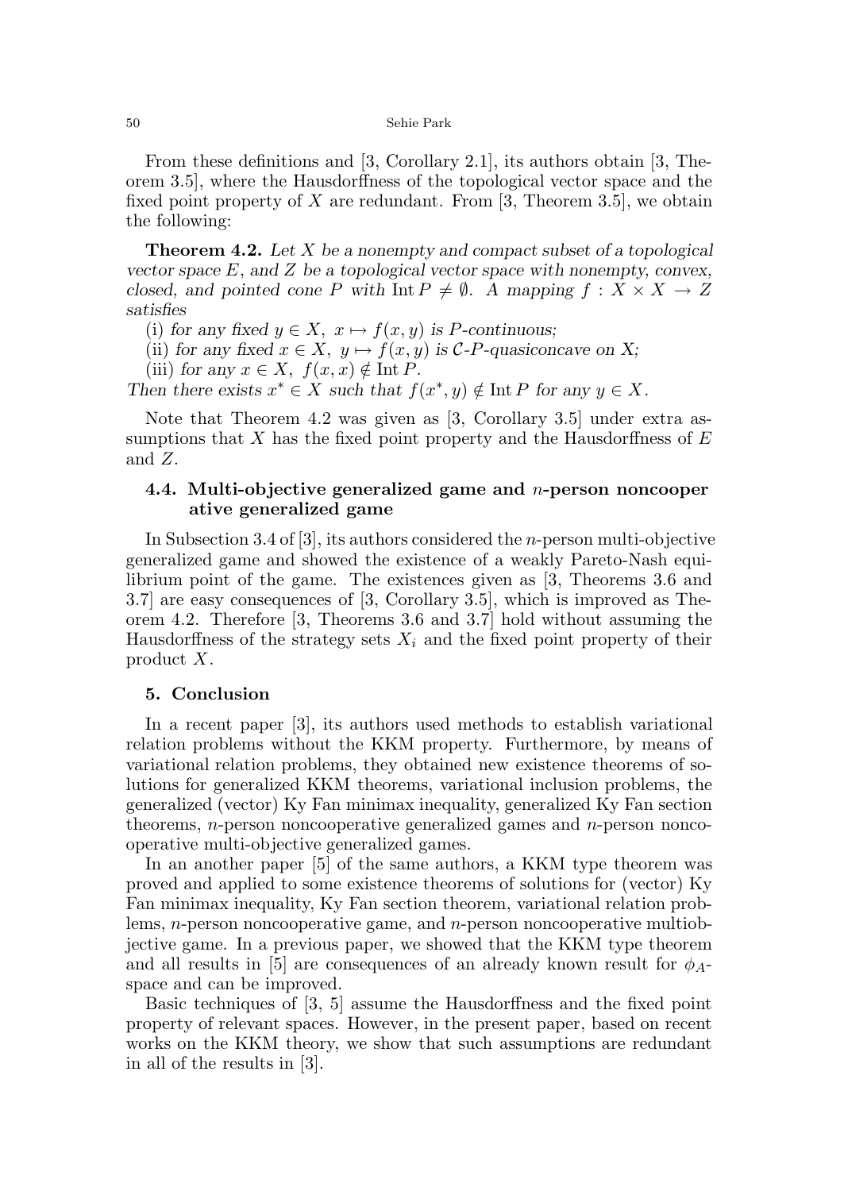From these definitions and [3, Corollary 2.1], its authors obtain [3, Theorem 3.5], where the Hausdorffness of the topological vector space and the fixed point property of $X$ are redundant. From [3, Theorem 3.5], we obtain the following:

**Theorem 4.2.** *Let $X$ be a nonempty and compact subset of a topological vector space $E$, and $Z$ be a topological vector space with nonempty, convex, closed, and pointed cone $P$ with $\operatorname{Int} P \neq \emptyset$. A mapping $f : X \times X \to Z$ satisfies*

(i) *for any fixed $y \in X$, $x \mapsto f(x, y)$ is $P$-continuous;*
(ii) *for any fixed $x \in X$, $y \mapsto f(x, y)$ is $\mathcal{C}$-$P$-quasiconcave on $X$;*
(iii) *for any $x \in X$, $f(x, x) \notin \operatorname{Int} P$.*

*Then there exists $x^* \in X$ such that $f(x^*, y) \notin \operatorname{Int} P$ for any $y \in X$.*

Note that Theorem 4.2 was given as [3, Corollary 3.5] under extra assumptions that $X$ has the fixed point property and the Hausdorffness of $E$ and $Z$.

### 4.4. Multi-objective generalized game and $n$-person noncooperative generalized game

In Subsection 3.4 of [3], its authors considered the $n$-person multi-objective generalized game and showed the existence of a weakly Pareto-Nash equilibrium point of the game. The existences given as [3, Theorems 3.6 and 3.7] are easy consequences of [3, Corollary 3.5], which is improved as Theorem 4.2. Therefore [3, Theorems 3.6 and 3.7] hold without assuming the Hausdorffness of the strategy sets $X_i$ and the fixed point property of their product $X$.

## 5. Conclusion

In a recent paper [3], its authors used methods to establish variational relation problems without the KKM property. Furthermore, by means of variational relation problems, they obtained new existence theorems of solutions for generalized KKM theorems, variational inclusion problems, the generalized (vector) Ky Fan minimax inequality, generalized Ky Fan section theorems, $n$-person noncooperative generalized games and $n$-person noncooperative multi-objective generalized games.

In an another paper [5] of the same authors, a KKM type theorem was proved and applied to some existence theorems of solutions for (vector) Ky Fan minimax inequality, Ky Fan section theorem, variational relation problems, $n$-person noncooperative game, and $n$-person noncooperative multiobjective game. In a previous paper, we showed that the KKM type theorem and all results in [5] are consequences of an already known result for $\phi_A$-space and can be improved.

Basic techniques of [3, 5] assume the Hausdorffness and the fixed point property of relevant spaces. However, in the present paper, based on recent works on the KKM theory, we show that such assumptions are redundant in all of the results in [3].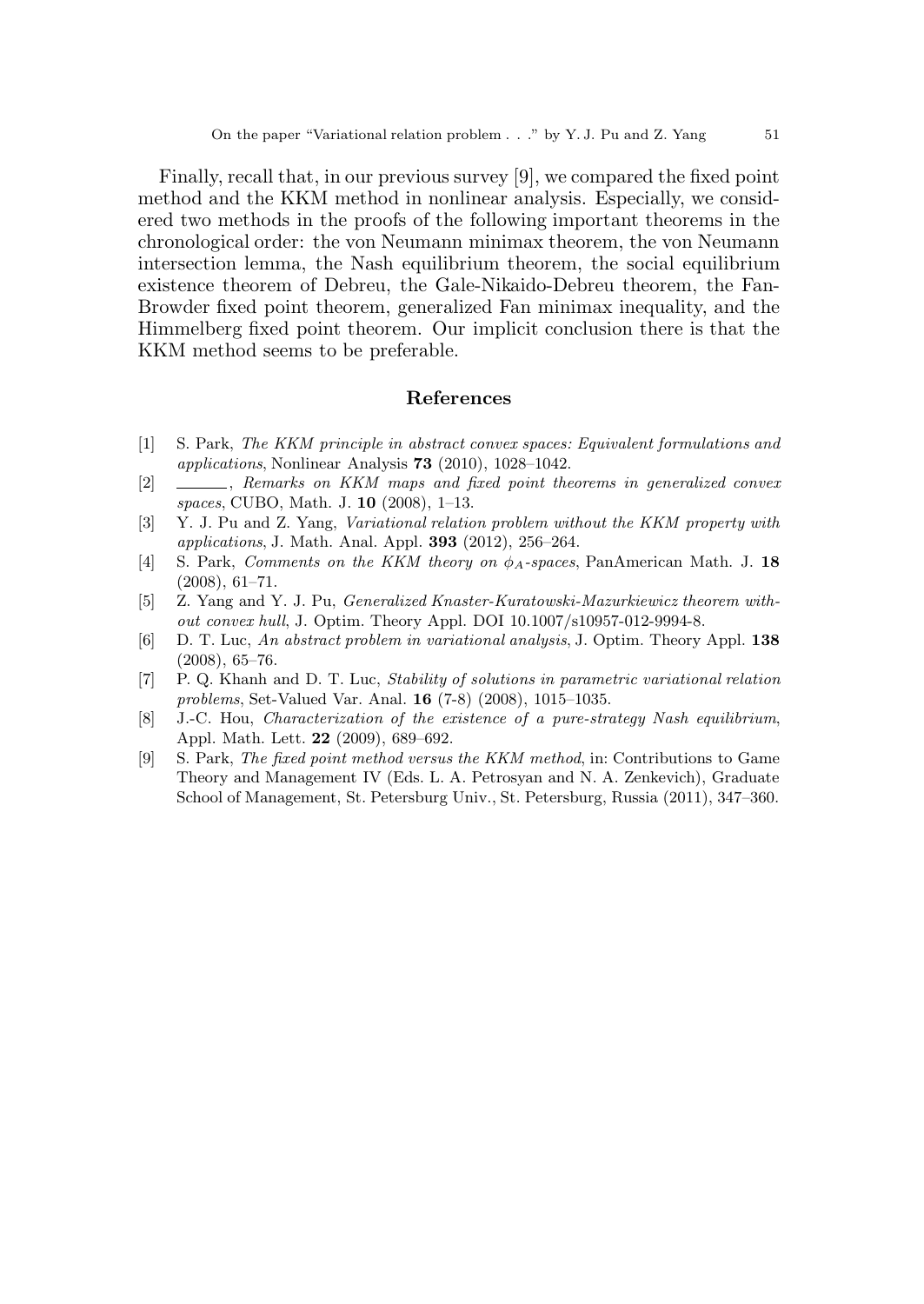Finally, recall that, in our previous survey [9], we compared the fixed point method and the KKM method in nonlinear analysis. Especially, we considered two methods in the proofs of the following important theorems in the chronological order: the von Neumann minimax theorem, the von Neumann intersection lemma, the Nash equilibrium theorem, the social equilibrium existence theorem of Debreu, the Gale-Nikaido-Debreu theorem, the Fan-Browder fixed point theorem, generalized Fan minimax inequality, and the Himmelberg fixed point theorem. Our implicit conclusion there is that the KKM method seems to be preferable.

## References

[1] S. Park, *The KKM principle in abstract convex spaces: Equivalent formulations and applications*, Nonlinear Analysis **73** (2010), 1028–1042.

[2] ______, *Remarks on KKM maps and fixed point theorems in generalized convex spaces*, CUBO, Math. J. **10** (2008), 1–13.

[3] Y. J. Pu and Z. Yang, *Variational relation problem without the KKM property with applications*, J. Math. Anal. Appl. **393** (2012), 256–264.

[4] S. Park, *Comments on the KKM theory on $\phi_A$-spaces*, PanAmerican Math. J. **18** (2008), 61–71.

[5] Z. Yang and Y. J. Pu, *Generalized Knaster-Kuratowski-Mazurkiewicz theorem without convex hull*, J. Optim. Theory Appl. DOI 10.1007/s10957-012-9994-8.

[6] D. T. Luc, *An abstract problem in variational analysis*, J. Optim. Theory Appl. **138** (2008), 65–76.

[7] P. Q. Khanh and D. T. Luc, *Stability of solutions in parametric variational relation problems*, Set-Valued Var. Anal. **16** (7-8) (2008), 1015–1035.

[8] J.-C. Hou, *Characterization of the existence of a pure-strategy Nash equilibrium*, Appl. Math. Lett. **22** (2009), 689–692.

[9] S. Park, *The fixed point method versus the KKM method*, in: Contributions to Game Theory and Management IV (Eds. L. A. Petrosyan and N. A. Zenkevich), Graduate School of Management, St. Petersburg Univ., St. Petersburg, Russia (2011), 347–360.